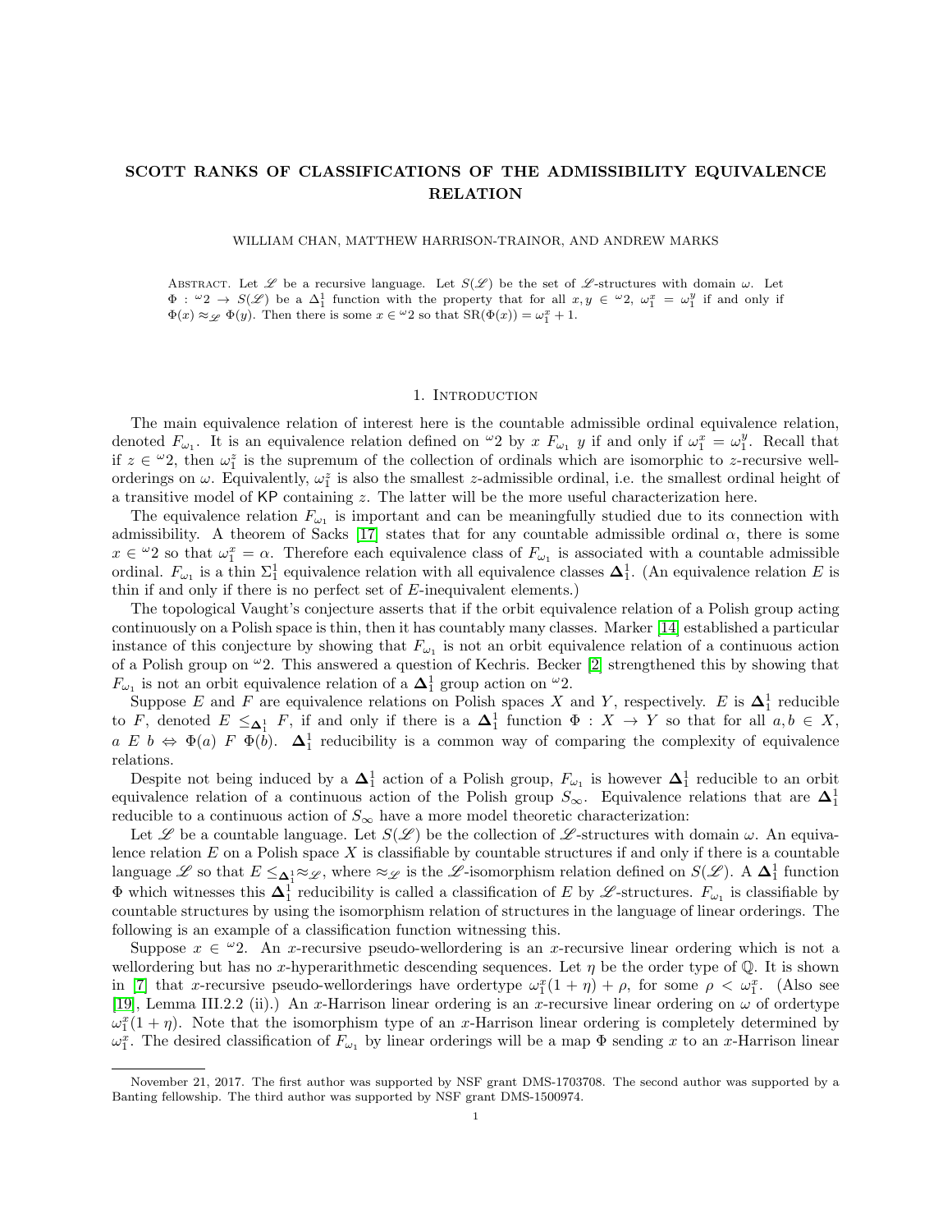# SCOTT RANKS OF CLASSIFICATIONS OF THE ADMISSIBILITY EQUIVALENCE RELATION

WILLIAM CHAN, MATTHEW HARRISON-TRAINOR, AND ANDREW MARKS

Abstract. Let $\mathscr{L}$ be a recursive language. Let $S(\mathscr{L})$ be the set of $\mathscr{L}$-structures with domain $\omega$. Let $\Phi : {}^\omega 2 \to S(\mathscr{L})$ be a $\Delta^1_1$ function with the property that for all $x, y \in {}^\omega 2$, $\omega_1^x = \omega_1^y$ if and only if $\Phi(x) \approx_{\mathscr{L}} \Phi(y)$. Then there is some $x \in {}^\omega 2$ so that $\text{SR}(\Phi(x)) = \omega_1^x + 1$.

## 1. Introduction

The main equivalence relation of interest here is the countable admissible ordinal equivalence relation, denoted $F_{\omega_1}$. It is an equivalence relation defined on ${}^\omega 2$ by $x\ F_{\omega_1}\ y$ if and only if $\omega_1^x = \omega_1^y$. Recall that if $z \in {}^\omega 2$, then $\omega_1^z$ is the supremum of the collection of ordinals which are isomorphic to $z$-recursive well-orderings on $\omega$. Equivalently, $\omega_1^z$ is also the smallest $z$-admissible ordinal, i.e. the smallest ordinal height of a transitive model of $\mathsf{KP}$ containing $z$. The latter will be the more useful characterization here.

The equivalence relation $F_{\omega_1}$ is important and can be meaningfully studied due to its connection with admissibility. A theorem of Sacks [17] states that for any countable admissible ordinal $\alpha$, there is some $x \in {}^\omega 2$ so that $\omega_1^x = \alpha$. Therefore each equivalence class of $F_{\omega_1}$ is associated with a countable admissible ordinal. $F_{\omega_1}$ is a thin $\Sigma^1_1$ equivalence relation with all equivalence classes $\boldsymbol{\Delta}^1_1$. (An equivalence relation $E$ is thin if and only if there is no perfect set of $E$-inequivalent elements.)

The topological Vaught's conjecture asserts that if the orbit equivalence relation of a Polish group acting continuously on a Polish space is thin, then it has countably many classes. Marker [14] established a particular instance of this conjecture by showing that $F_{\omega_1}$ is not an orbit equivalence relation of a continuous action of a Polish group on ${}^\omega 2$. This answered a question of Kechris. Becker [2] strengthened this by showing that $F_{\omega_1}$ is not an orbit equivalence relation of a $\boldsymbol{\Delta}^1_1$ group action on ${}^\omega 2$.

Suppose $E$ and $F$ are equivalence relations on Polish spaces $X$ and $Y$, respectively. $E$ is $\boldsymbol{\Delta}^1_1$ reducible to $F$, denoted $E \leq_{\boldsymbol{\Delta}^1_1} F$, if and only if there is a $\boldsymbol{\Delta}^1_1$ function $\Phi : X \to Y$ so that for all $a, b \in X$, $a\ E\ b \Leftrightarrow \Phi(a)\ F\ \Phi(b)$. $\boldsymbol{\Delta}^1_1$ reducibility is a common way of comparing the complexity of equivalence relations.

Despite not being induced by a $\boldsymbol{\Delta}^1_1$ action of a Polish group, $F_{\omega_1}$ is however $\boldsymbol{\Delta}^1_1$ reducible to an orbit equivalence relation of a continuous action of the Polish group $S_\infty$. Equivalence relations that are $\boldsymbol{\Delta}^1_1$ reducible to a continuous action of $S_\infty$ have a more model theoretic characterization:

Let $\mathscr{L}$ be a countable language. Let $S(\mathscr{L})$ be the collection of $\mathscr{L}$-structures with domain $\omega$. An equivalence relation $E$ on a Polish space $X$ is classifiable by countable structures if and only if there is a countable language $\mathscr{L}$ so that $E \leq_{\boldsymbol{\Delta}^1_1} \approx_{\mathscr{L}}$, where $\approx_{\mathscr{L}}$ is the $\mathscr{L}$-isomorphism relation defined on $S(\mathscr{L})$. A $\boldsymbol{\Delta}^1_1$ function $\Phi$ which witnesses this $\boldsymbol{\Delta}^1_1$ reducibility is called a classification of $E$ by $\mathscr{L}$-structures. $F_{\omega_1}$ is classifiable by countable structures by using the isomorphism relation of structures in the language of linear orderings. The following is an example of a classification function witnessing this.

Suppose $x \in {}^\omega 2$. An $x$-recursive pseudo-wellordering is an $x$-recursive linear ordering which is not a wellordering but has no $x$-hyperarithmetic descending sequences. Let $\eta$ be the order type of $\mathbb{Q}$. It is shown in [7] that $x$-recursive pseudo-wellorderings have ordertype $\omega_1^x(1 + \eta) + \rho$, for some $\rho < \omega_1^x$. (Also see [19], Lemma III.2.2 (ii).) An $x$-Harrison linear ordering is an $x$-recursive linear ordering on $\omega$ of ordertype $\omega_1^x(1 + \eta)$. Note that the isomorphism type of an $x$-Harrison linear ordering is completely determined by $\omega_1^x$. The desired classification of $F_{\omega_1}$ by linear orderings will be a map $\Phi$ sending $x$ to an $x$-Harrison linear

November 21, 2017. The first author was supported by NSF grant DMS-1703708. The second author was supported by a Banting fellowship. The third author was supported by NSF grant DMS-1500974.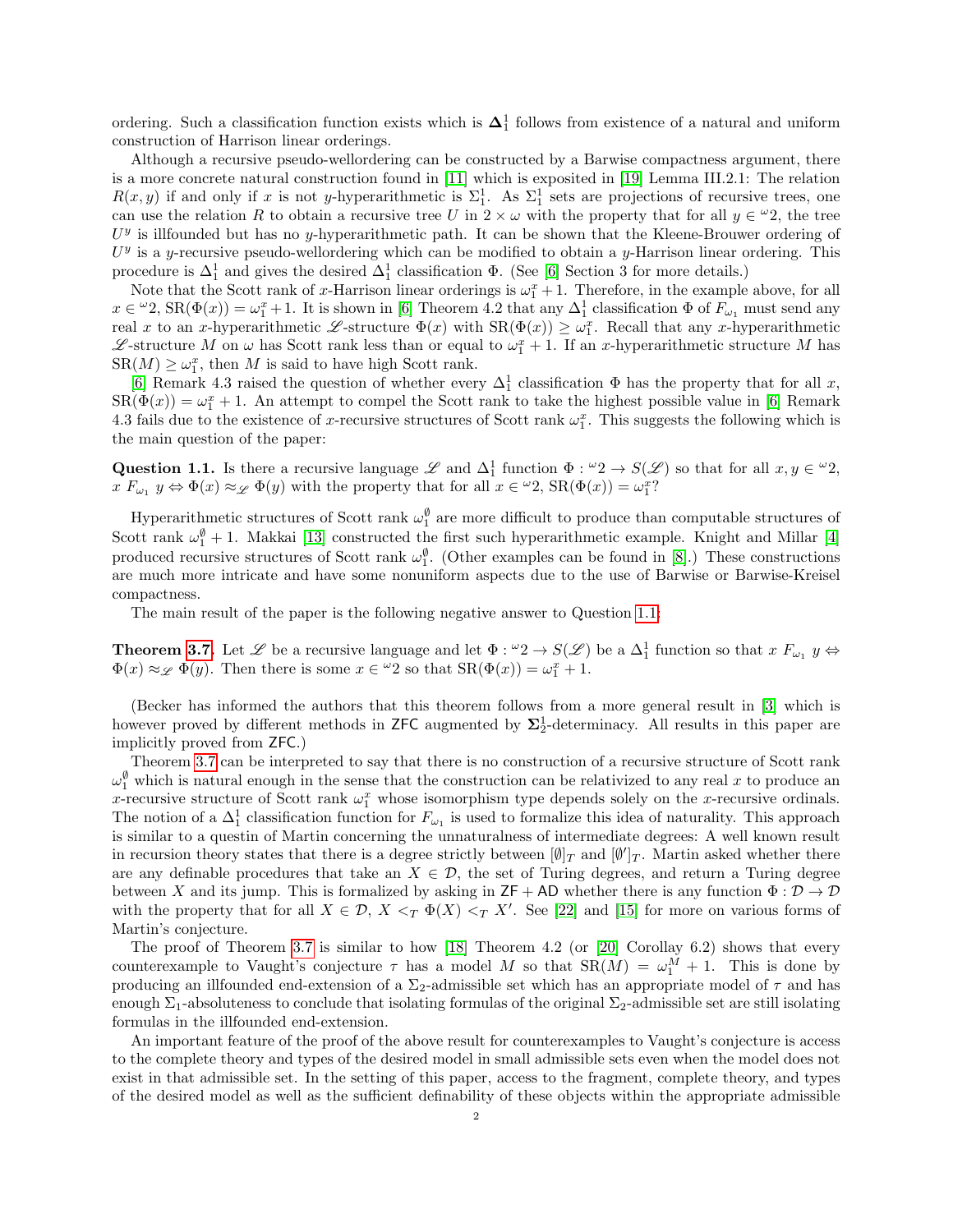ordering. Such a classification function exists which is $\boldsymbol{\Delta}^1_1$ follows from existence of a natural and uniform construction of Harrison linear orderings.

Although a recursive pseudo-wellordering can be constructed by a Barwise compactness argument, there is a more concrete natural construction found in [11] which is exposited in [19] Lemma III.2.1: The relation $R(x, y)$ if and only if $x$ is not $y$-hyperarithmetic is $\Sigma^1_1$. As $\Sigma^1_1$ sets are projections of recursive trees, one can use the relation $R$ to obtain a recursive tree $U$ in $2 \times \omega$ with the property that for all $y \in {}^\omega 2$, the tree $U^y$ is illfounded but has no $y$-hyperarithmetic path. It can be shown that the Kleene-Brouwer ordering of $U^y$ is a $y$-recursive pseudo-wellordering which can be modified to obtain a $y$-Harrison linear ordering. This procedure is $\Delta^1_1$ and gives the desired $\Delta^1_1$ classification $\Phi$. (See [6] Section 3 for more details.)

Note that the Scott rank of $x$-Harrison linear orderings is $\omega^x_1 + 1$. Therefore, in the example above, for all $x \in {}^\omega 2$, $\mathrm{SR}(\Phi(x)) = \omega^x_1 + 1$. It is shown in [6] Theorem 4.2 that any $\Delta^1_1$ classification $\Phi$ of $F_{\omega_1}$ must send any real $x$ to an $x$-hyperarithmetic $\mathscr{L}$-structure $\Phi(x)$ with $\mathrm{SR}(\Phi(x)) \geq \omega^x_1$. Recall that any $x$-hyperarithmetic $\mathscr{L}$-structure $M$ on $\omega$ has Scott rank less than or equal to $\omega^x_1 + 1$. If an $x$-hyperarithmetic structure $M$ has $\mathrm{SR}(M) \geq \omega^x_1$, then $M$ is said to have high Scott rank.

[6] Remark 4.3 raised the question of whether every $\Delta^1_1$ classification $\Phi$ has the property that for all $x$, $\mathrm{SR}(\Phi(x)) = \omega^x_1 + 1$. An attempt to compel the Scott rank to take the highest possible value in [6] Remark 4.3 fails due to the existence of $x$-recursive structures of Scott rank $\omega^x_1$. This suggests the following which is the main question of the paper:

**Question 1.1.** Is there a recursive language $\mathscr{L}$ and $\Delta^1_1$ function $\Phi : {}^\omega 2 \to S(\mathscr{L})$ so that for all $x, y \in {}^\omega 2$, $x \; F_{\omega_1} \; y \Leftrightarrow \Phi(x) \approx_{\mathscr{L}} \Phi(y)$ with the property that for all $x \in {}^\omega 2$, $\mathrm{SR}(\Phi(x)) = \omega^x_1$?

Hyperarithmetic structures of Scott rank $\omega^\emptyset_1$ are more difficult to produce than computable structures of Scott rank $\omega^\emptyset_1 + 1$. Makkai [13] constructed the first such hyperarithmetic example. Knight and Millar [4] produced recursive structures of Scott rank $\omega^\emptyset_1$. (Other examples can be found in [8].) These constructions are much more intricate and have some nonuniform aspects due to the use of Barwise or Barwise-Kreisel compactness.

The main result of the paper is the following negative answer to Question 1.1:

**Theorem 3.7.** Let $\mathscr{L}$ be a recursive language and let $\Phi : {}^\omega 2 \to S(\mathscr{L})$ be a $\Delta^1_1$ function so that $x \; F_{\omega_1} \; y \Leftrightarrow \Phi(x) \approx_{\mathscr{L}} \Phi(y)$. Then there is some $x \in {}^\omega 2$ so that $\mathrm{SR}(\Phi(x)) = \omega^x_1 + 1$.

(Becker has informed the authors that this theorem follows from a more general result in [3] which is however proved by different methods in ZFC augmented by $\boldsymbol{\Sigma}^1_2$-determinacy. All results in this paper are implicitly proved from ZFC.)

Theorem 3.7 can be interpreted to say that there is no construction of a recursive structure of Scott rank $\omega^\emptyset_1$ which is natural enough in the sense that the construction can be relativized to any real $x$ to produce an $x$-recursive structure of Scott rank $\omega^x_1$ whose isomorphism type depends solely on the $x$-recursive ordinals. The notion of a $\Delta^1_1$ classification function for $F_{\omega_1}$ is used to formalize this idea of naturality. This approach is similar to a questin of Martin concerning the unnaturalness of intermediate degrees: A well known result in recursion theory states that there is a degree strictly between $[\emptyset]_T$ and $[\emptyset']_T$. Martin asked whether there are any definable procedures that take an $X \in \mathcal{D}$, the set of Turing degrees, and return a Turing degree between $X$ and its jump. This is formalized by asking in $\mathsf{ZF} + \mathsf{AD}$ whether there is any function $\Phi : \mathcal{D} \to \mathcal{D}$ with the property that for all $X \in \mathcal{D}$, $X <_T \Phi(X) <_T X'$. See [22] and [15] for more on various forms of Martin's conjecture.

The proof of Theorem 3.7 is similar to how [18] Theorem 4.2 (or [20] Corollay 6.2) shows that every counterexample to Vaught's conjecture $\tau$ has a model $M$ so that $\mathrm{SR}(M) = \omega^M_1 + 1$. This is done by producing an illfounded end-extension of a $\Sigma_2$-admissible set which has an appropriate model of $\tau$ and has enough $\Sigma_1$-absoluteness to conclude that isolating formulas of the original $\Sigma_2$-admissible set are still isolating formulas in the illfounded end-extension.

An important feature of the proof of the above result for counterexamples to Vaught's conjecture is access to the complete theory and types of the desired model in small admissible sets even when the model does not exist in that admissible set. In the setting of this paper, access to the fragment, complete theory, and types of the desired model as well as the sufficient definability of these objects within the appropriate admissible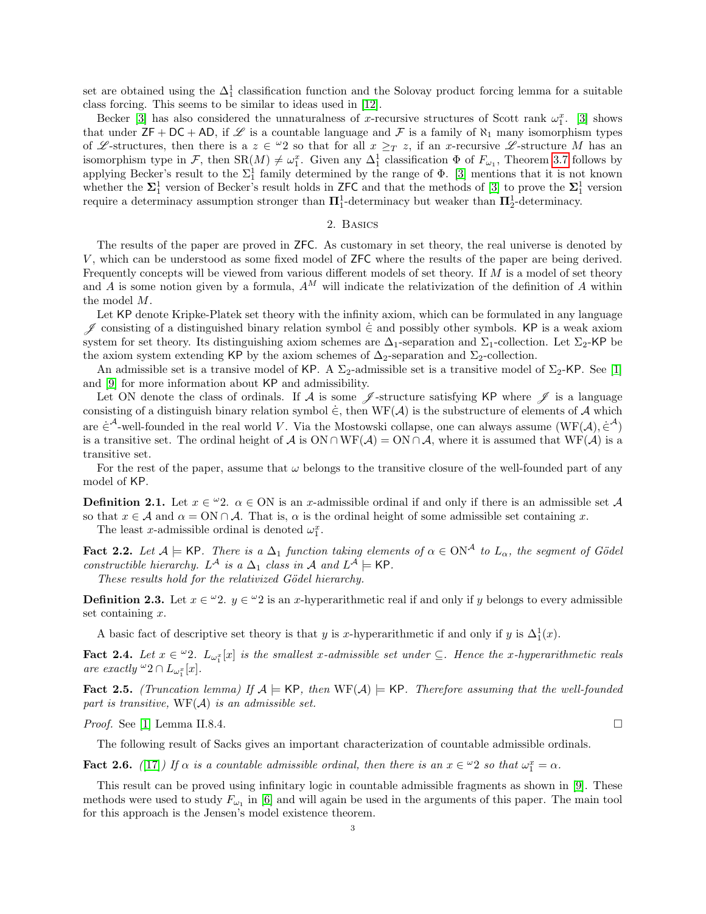set are obtained using the $\Delta^1_1$ classification function and the Solovay product forcing lemma for a suitable class forcing. This seems to be similar to ideas used in [12].

Becker [3] has also considered the unnaturalness of $x$-recursive structures of Scott rank $\omega_1^x$. [3] shows that under $\mathsf{ZF} + \mathsf{DC} + \mathsf{AD}$, if $\mathscr{L}$ is a countable language and $\mathcal{F}$ is a family of $\aleph_1$ many isomorphism types of $\mathscr{L}$-structures, then there is a $z \in {}^\omega 2$ so that for all $x \geq_T z$, if an $x$-recursive $\mathscr{L}$-structure $M$ has an isomorphism type in $\mathcal{F}$, then $\mathrm{SR}(M) \neq \omega_1^x$. Given any $\Delta^1_1$ classification $\Phi$ of $F_{\omega_1}$, Theorem 3.7 follows by applying Becker's result to the $\Sigma^1_1$ family determined by the range of $\Phi$. [3] mentions that it is not known whether the $\boldsymbol{\Sigma}^1_1$ version of Becker's result holds in $\mathsf{ZFC}$ and that the methods of [3] to prove the $\boldsymbol{\Sigma}^1_1$ version require a determinacy assumption stronger than $\boldsymbol{\Pi}^1_1$-determinacy but weaker than $\boldsymbol{\Pi}^1_2$-determinacy.

## 2. Basics

The results of the paper are proved in $\mathsf{ZFC}$. As customary in set theory, the real universe is denoted by $V$, which can be understood as some fixed model of $\mathsf{ZFC}$ where the results of the paper are being derived. Frequently concepts will be viewed from various different models of set theory. If $M$ is a model of set theory and $A$ is some notion given by a formula, $A^M$ will indicate the relativization of the definition of $A$ within the model $M$.

Let $\mathsf{KP}$ denote Kripke-Platek set theory with the infinity axiom, which can be formulated in any language $\mathscr{J}$ consisting of a distinguished binary relation symbol $\dot\in$ and possibly other symbols. $\mathsf{KP}$ is a weak axiom system for set theory. Its distinguishing axiom schemes are $\Delta_1$-separation and $\Sigma_1$-collection. Let $\Sigma_2$-$\mathsf{KP}$ be the axiom system extending $\mathsf{KP}$ by the axiom schemes of $\Delta_2$-separation and $\Sigma_2$-collection.

An admissible set is a transive model of $\mathsf{KP}$. A $\Sigma_2$-admissible set is a transitive model of $\Sigma_2$-$\mathsf{KP}$. See [1] and [9] for more information about $\mathsf{KP}$ and admissibility.

Let ON denote the class of ordinals. If $\mathcal{A}$ is some $\mathscr{J}$-structure satisfying $\mathsf{KP}$ where $\mathscr{J}$ is a language consisting of a distinguish binary relation symbol $\dot\in$, then $\mathrm{WF}(\mathcal{A})$ is the substructure of elements of $\mathcal{A}$ which are $\dot\in^{\mathcal{A}}$-well-founded in the real world $V$. Via the Mostowski collapse, one can always assume $(\mathrm{WF}(\mathcal{A}), \dot\in^{\mathcal{A}})$ is a transitive set. The ordinal height of $\mathcal{A}$ is $\mathrm{ON} \cap \mathrm{WF}(\mathcal{A}) = \mathrm{ON} \cap \mathcal{A}$, where it is assumed that $\mathrm{WF}(\mathcal{A})$ is a transitive set.

For the rest of the paper, assume that $\omega$ belongs to the transitive closure of the well-founded part of any model of $\mathsf{KP}$.

**Definition 2.1.** Let $x \in {}^\omega 2$. $\alpha \in \mathrm{ON}$ is an $x$-admissible ordinal if and only if there is an admissible set $\mathcal{A}$ so that $x \in \mathcal{A}$ and $\alpha = \mathrm{ON} \cap \mathcal{A}$. That is, $\alpha$ is the ordinal height of some admissible set containing $x$.

The least $x$-admissible ordinal is denoted $\omega_1^x$.

**Fact 2.2.** *Let $\mathcal{A} \models \mathsf{KP}$. There is a $\Delta_1$ function taking elements of $\alpha \in \mathrm{ON}^{\mathcal{A}}$ to $L_\alpha$, the segment of Gödel constructible hierarchy. $L^{\mathcal{A}}$ is a $\Delta_1$ class in $\mathcal{A}$ and $L^{\mathcal{A}} \models \mathsf{KP}$.*

*These results hold for the relativized Gödel hierarchy.*

**Definition 2.3.** Let $x \in {}^\omega 2$. $y \in {}^\omega 2$ is an $x$-hyperarithmetic real if and only if $y$ belongs to every admissible set containing $x$.

A basic fact of descriptive set theory is that $y$ is $x$-hyperarithmetic if and only if $y$ is $\Delta^1_1(x)$.

**Fact 2.4.** *Let $x \in {}^\omega 2$. $L_{\omega_1^x}[x]$ is the smallest $x$-admissible set under $\subseteq$. Hence the $x$-hyperarithmetic reals are exactly ${}^\omega 2 \cap L_{\omega_1^x}[x]$.*

**Fact 2.5.** *(Truncation lemma) If $\mathcal{A} \models \mathsf{KP}$, then $\mathrm{WF}(\mathcal{A}) \models \mathsf{KP}$. Therefore assuming that the well-founded part is transitive, $\mathrm{WF}(\mathcal{A})$ is an admissible set.*

*Proof.* See [1] Lemma II.8.4. □

The following result of Sacks gives an important characterization of countable admissible ordinals.

**Fact 2.6.** *([17]) If $\alpha$ is a countable admissible ordinal, then there is an $x \in {}^\omega 2$ so that $\omega_1^x = \alpha$.*

This result can be proved using infinitary logic in countable admissible fragments as shown in [9]. These methods were used to study $F_{\omega_1}$ in [6] and will again be used in the arguments of this paper. The main tool for this approach is the Jensen's model existence theorem.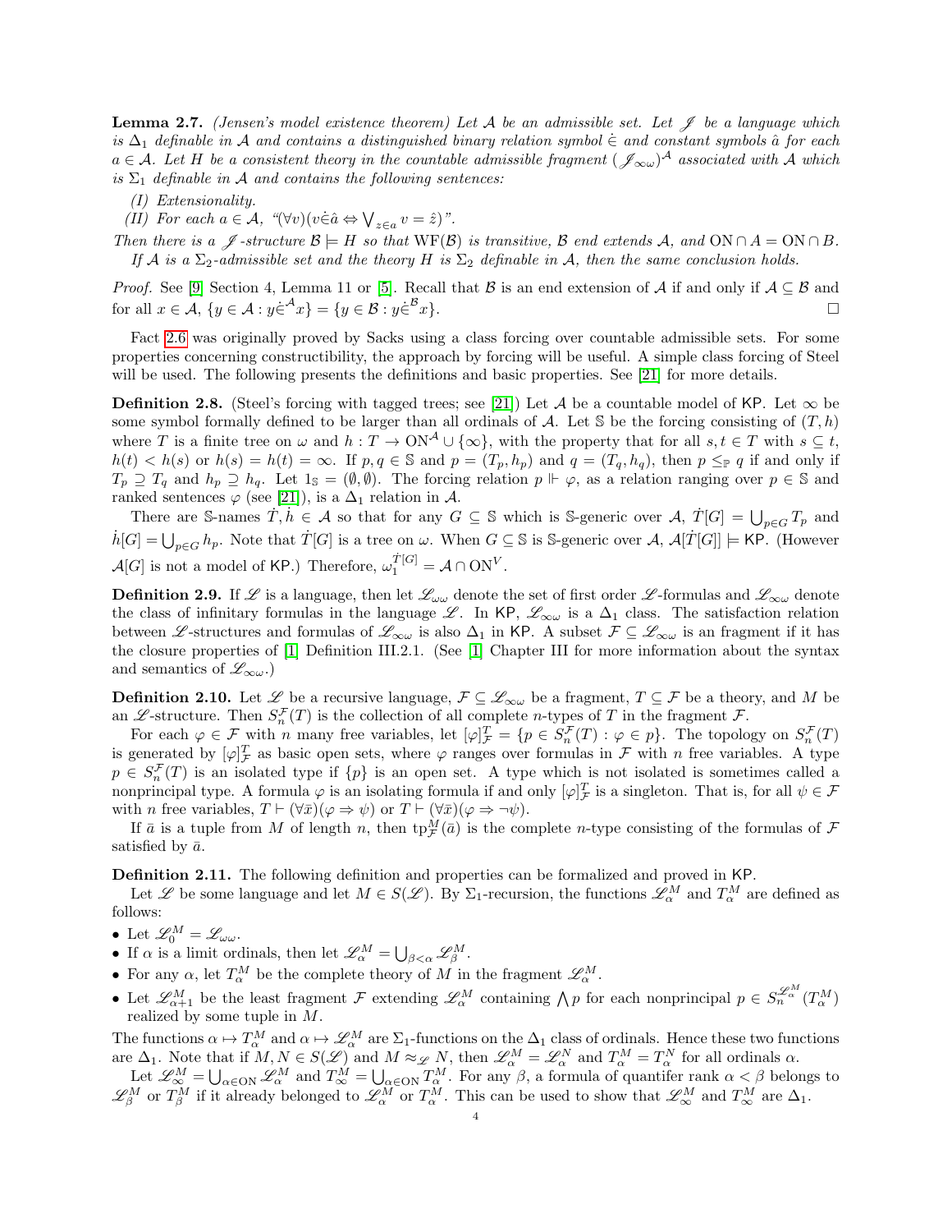**Lemma 2.7.** *(Jensen's model existence theorem) Let $\mathcal{A}$ be an admissible set. Let $\mathscr{J}$ be a language which is $\Delta_1$ definable in $\mathcal{A}$ and contains a distinguished binary relation symbol $\dot{\in}$ and constant symbols $\hat{a}$ for each $a \in \mathcal{A}$. Let $H$ be a consistent theory in the countable admissible fragment $(\mathscr{J}_{\infty\omega})^{\mathcal{A}}$ associated with $\mathcal{A}$ which is $\Sigma_1$ definable in $\mathcal{A}$ and contains the following sentences:*

*(I) Extensionality.*

*(II) For each $a \in \mathcal{A}$, "$(\forall v)(v \dot{\in} \hat{a} \Leftrightarrow \bigvee_{z \in a} v = \hat{z})$".*

*Then there is a $\mathscr{J}$-structure $\mathcal{B} \models H$ so that $\mathrm{WF}(\mathcal{B})$ is transitive, $\mathcal{B}$ end extends $\mathcal{A}$, and $\mathrm{ON} \cap A = \mathrm{ON} \cap B$.*

*If $\mathcal{A}$ is a $\Sigma_2$-admissible set and the theory $H$ is $\Sigma_2$ definable in $\mathcal{A}$, then the same conclusion holds.*

*Proof.* See [9] Section 4, Lemma 11 or [5]. Recall that $\mathcal{B}$ is an end extension of $\mathcal{A}$ if and only if $\mathcal{A} \subseteq \mathcal{B}$ and for all $x \in \mathcal{A}$, $\{y \in \mathcal{A} : y \dot{\in}^{\mathcal{A}} x\} = \{y \in \mathcal{B} : y \dot{\in}^{\mathcal{B}} x\}$. $\square$

Fact 2.6 was originally proved by Sacks using a class forcing over countable admissible sets. For some properties concerning constructibility, the approach by forcing will be useful. A simple class forcing of Steel will be used. The following presents the definitions and basic properties. See [21] for more details.

**Definition 2.8.** (Steel's forcing with tagged trees; see [21]) Let $\mathcal{A}$ be a countable model of $\mathsf{KP}$. Let $\infty$ be some symbol formally defined to be larger than all ordinals of $\mathcal{A}$. Let $\mathbb{S}$ be the forcing consisting of $(T, h)$ where $T$ is a finite tree on $\omega$ and $h : T \to \mathrm{ON}^{\mathcal{A}} \cup \{\infty\}$, with the property that for all $s, t \in T$ with $s \subseteq t$, $h(t) < h(s)$ or $h(s) = h(t) = \infty$. If $p, q \in \mathbb{S}$ and $p = (T_p, h_p)$ and $q = (T_q, h_q)$, then $p \leq_{\mathbb{P}} q$ if and only if $T_p \supseteq T_q$ and $h_p \supseteq h_q$. Let $1_{\mathbb{S}} = (\emptyset, \emptyset)$. The forcing relation $p \Vdash \varphi$, as a relation ranging over $p \in \mathbb{S}$ and ranked sentences $\varphi$ (see [21]), is a $\Delta_1$ relation in $\mathcal{A}$.

There are $\mathbb{S}$-names $\dot{T}, \dot{h} \in \mathcal{A}$ so that for any $G \subseteq \mathbb{S}$ which is $\mathbb{S}$-generic over $\mathcal{A}$, $\dot{T}[G] = \bigcup_{p \in G} T_p$ and $\dot{h}[G] = \bigcup_{p \in G} h_p$. Note that $\dot{T}[G]$ is a tree on $\omega$. When $G \subseteq \mathbb{S}$ is $\mathbb{S}$-generic over $\mathcal{A}$, $\mathcal{A}[\dot{T}[G]] \models \mathsf{KP}$. (However $\mathcal{A}[G]$ is not a model of $\mathsf{KP}$.) Therefore, $\omega_1^{\dot{T}[G]} = \mathcal{A} \cap \mathrm{ON}^V$.

**Definition 2.9.** If $\mathscr{L}$ is a language, then let $\mathscr{L}_{\omega\omega}$ denote the set of first order $\mathscr{L}$-formulas and $\mathscr{L}_{\infty\omega}$ denote the class of infinitary formulas in the language $\mathscr{L}$. In $\mathsf{KP}$, $\mathscr{L}_{\infty\omega}$ is a $\Delta_1$ class. The satisfaction relation between $\mathscr{L}$-structures and formulas of $\mathscr{L}_{\infty\omega}$ is also $\Delta_1$ in $\mathsf{KP}$. A subset $\mathcal{F} \subseteq \mathscr{L}_{\infty\omega}$ is an fragment if it has the closure properties of [1] Definition III.2.1. (See [1] Chapter III for more information about the syntax and semantics of $\mathscr{L}_{\infty\omega}$.)

**Definition 2.10.** Let $\mathscr{L}$ be a recursive language, $\mathcal{F} \subseteq \mathscr{L}_{\infty\omega}$ be a fragment, $T \subseteq \mathcal{F}$ be a theory, and $M$ be an $\mathscr{L}$-structure. Then $S_n^{\mathcal{F}}(T)$ is the collection of all complete $n$-types of $T$ in the fragment $\mathcal{F}$.

For each $\varphi \in \mathcal{F}$ with $n$ many free variables, let $[\varphi]_{\mathcal{F}}^T = \{p \in S_n^{\mathcal{F}}(T) : \varphi \in p\}$. The topology on $S_n^{\mathcal{F}}(T)$ is generated by $[\varphi]_{\mathcal{F}}^T$ as basic open sets, where $\varphi$ ranges over formulas in $\mathcal{F}$ with $n$ free variables. A type $p \in S_n^{\mathcal{F}}(T)$ is an isolated type if $\{p\}$ is an open set. A type which is not isolated is sometimes called a nonprincipal type. A formula $\varphi$ is an isolating formula if and only $[\varphi]_{\mathcal{F}}^T$ is a singleton. That is, for all $\psi \in \mathcal{F}$ with $n$ free variables, $T \vdash (\forall \bar{x})(\varphi \Rightarrow \psi)$ or $T \vdash (\forall \bar{x})(\varphi \Rightarrow \neg\psi)$.

If $\bar{a}$ is a tuple from $M$ of length $n$, then $\mathrm{tp}_{\mathcal{F}}^M(\bar{a})$ is the complete $n$-type consisting of the formulas of $\mathcal{F}$ satisfied by $\bar{a}$.

**Definition 2.11.** The following definition and properties can be formalized and proved in $\mathsf{KP}$.

Let $\mathscr{L}$ be some language and let $M \in S(\mathscr{L})$. By $\Sigma_1$-recursion, the functions $\mathscr{L}_\alpha^M$ and $T_\alpha^M$ are defined as follows:

- Let $\mathscr{L}_0^M = \mathscr{L}_{\omega\omega}$.
- If $\alpha$ is a limit ordinals, then let $\mathscr{L}_\alpha^M = \bigcup_{\beta < \alpha} \mathscr{L}_\beta^M$.
- For any $\alpha$, let $T_\alpha^M$ be the complete theory of $M$ in the fragment $\mathscr{L}_\alpha^M$.
- Let $\mathscr{L}_{\alpha+1}^M$ be the least fragment $\mathcal{F}$ extending $\mathscr{L}_\alpha^M$ containing $\bigwedge p$ for each nonprincipal $p \in S_n^{\mathscr{L}_\alpha^M}(T_\alpha^M)$ realized by some tuple in $M$.

The functions $\alpha \mapsto T_\alpha^M$ and $\alpha \mapsto \mathscr{L}_\alpha^M$ are $\Sigma_1$-functions on the $\Delta_1$ class of ordinals. Hence these two functions are $\Delta_1$. Note that if $M, N \in S(\mathscr{L})$ and $M \approx_{\mathscr{L}} N$, then $\mathscr{L}_\alpha^M = \mathscr{L}_\alpha^N$ and $T_\alpha^M = T_\alpha^N$ for all ordinals $\alpha$.

Let $\mathscr{L}_\infty^M = \bigcup_{\alpha \in \mathrm{ON}} \mathscr{L}_\alpha^M$ and $T_\infty^M = \bigcup_{\alpha \in \mathrm{ON}} T_\alpha^M$. For any $\beta$, a formula of quantifer rank $\alpha < \beta$ belongs to $\mathscr{L}_\beta^M$ or $T_\beta^M$ if it already belonged to $\mathscr{L}_\alpha^M$ or $T_\alpha^M$. This can be used to show that $\mathscr{L}_\infty^M$ and $T_\infty^M$ are $\Delta_1$.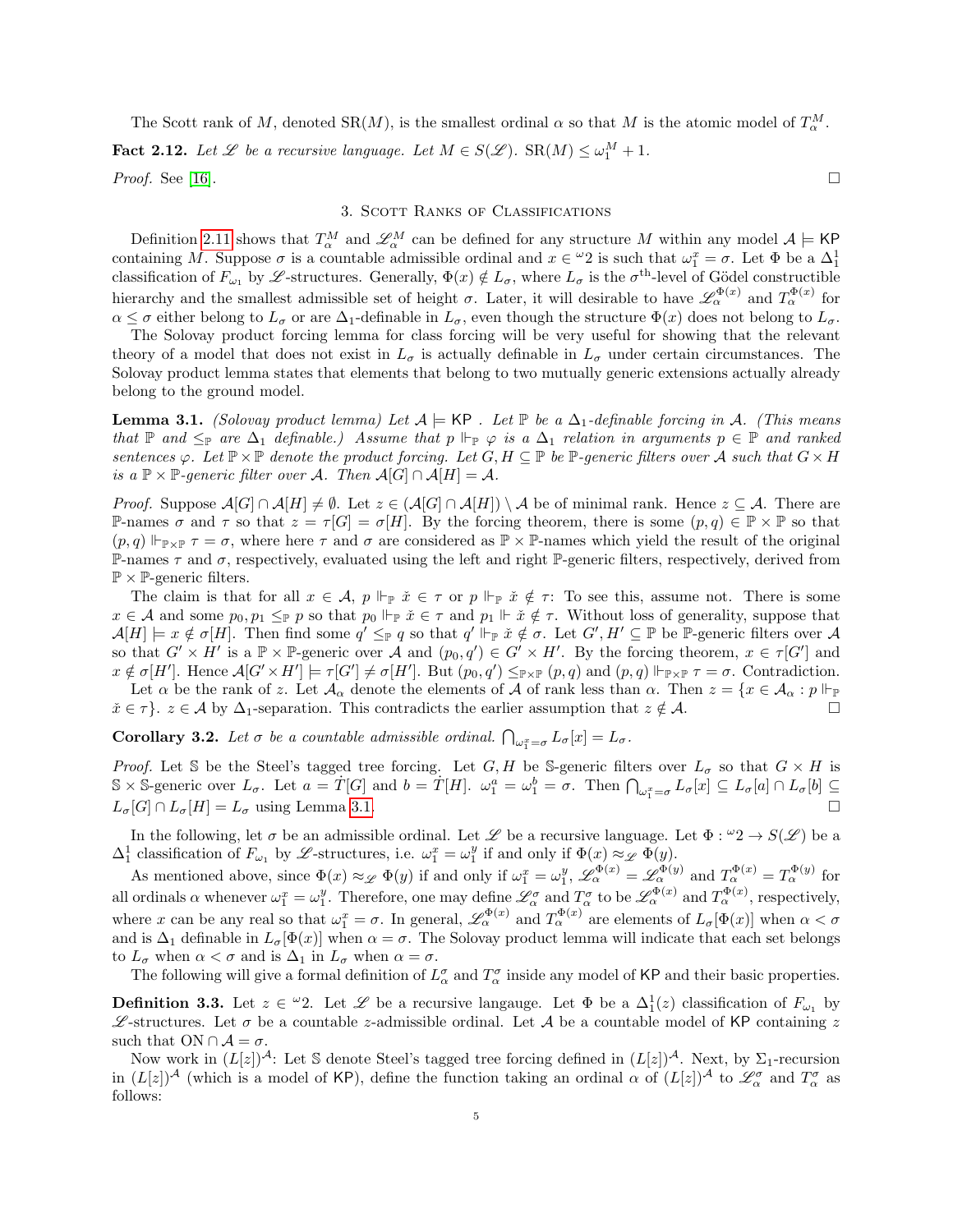The Scott rank of $M$, denoted $\mathrm{SR}(M)$, is the smallest ordinal $\alpha$ so that $M$ is the atomic model of $T^M_\alpha$.

**Fact 2.12.** *Let $\mathscr{L}$ be a recursive language. Let $M \in S(\mathscr{L})$. $\mathrm{SR}(M) \leq \omega_1^M + 1$.*

*Proof.* See [16]. □

## 3. Scott Ranks of Classifications

Definition 2.11 shows that $T^M_\alpha$ and $\mathscr{L}^M_\alpha$ can be defined for any structure $M$ within any model $\mathcal{A} \models \mathsf{KP}$ containing $M$. Suppose $\sigma$ is a countable admissible ordinal and $x \in {}^\omega 2$ is such that $\omega_1^x = \sigma$. Let $\Phi$ be a $\Delta^1_1$ classification of $F_{\omega_1}$ by $\mathscr{L}$-structures. Generally, $\Phi(x) \notin L_\sigma$, where $L_\sigma$ is the $\sigma^{\text{th}}$-level of Gödel constructible hierarchy and the smallest admissible set of height $\sigma$. Later, it will desirable to have $\mathscr{L}^{\Phi(x)}_\alpha$ and $T^{\Phi(x)}_\alpha$ for $\alpha \leq \sigma$ either belong to $L_\sigma$ or are $\Delta_1$-definable in $L_\sigma$, even though the structure $\Phi(x)$ does not belong to $L_\sigma$.

The Solovay product forcing lemma for class forcing will be very useful for showing that the relevant theory of a model that does not exist in $L_\sigma$ is actually definable in $L_\sigma$ under certain circumstances. The Solovay product lemma states that elements that belong to two mutually generic extensions actually already belong to the ground model.

**Lemma 3.1.** *(Solovay product lemma) Let $\mathcal{A} \models \mathsf{KP}$ . Let $\mathbb{P}$ be a $\Delta_1$-definable forcing in $\mathcal{A}$. (This means that $\mathbb{P}$ and $\leq_\mathbb{P}$ are $\Delta_1$ definable.) Assume that $p \Vdash_\mathbb{P} \varphi$ is a $\Delta_1$ relation in arguments $p \in \mathbb{P}$ and ranked sentences $\varphi$. Let $\mathbb{P} \times \mathbb{P}$ denote the product forcing. Let $G, H \subseteq \mathbb{P}$ be $\mathbb{P}$-generic filters over $\mathcal{A}$ such that $G \times H$ is a $\mathbb{P} \times \mathbb{P}$-generic filter over $\mathcal{A}$. Then $\mathcal{A}[G] \cap \mathcal{A}[H] = \mathcal{A}$.*

*Proof.* Suppose $\mathcal{A}[G] \cap \mathcal{A}[H] \neq \emptyset$. Let $z \in (\mathcal{A}[G] \cap \mathcal{A}[H]) \setminus \mathcal{A}$ be of minimal rank. Hence $z \subseteq \mathcal{A}$. There are $\mathbb{P}$-names $\sigma$ and $\tau$ so that $z = \tau[G] = \sigma[H]$. By the forcing theorem, there is some $(p, q) \in \mathbb{P} \times \mathbb{P}$ so that $(p, q) \Vdash_{\mathbb{P}\times\mathbb{P}} \tau = \sigma$, where here $\tau$ and $\sigma$ are considered as $\mathbb{P} \times \mathbb{P}$-names which yield the result of the original $\mathbb{P}$-names $\tau$ and $\sigma$, respectively, evaluated using the left and right $\mathbb{P}$-generic filters, respectively, derived from $\mathbb{P} \times \mathbb{P}$-generic filters.

The claim is that for all $x \in \mathcal{A}$, $p \Vdash_\mathbb{P} \check{x} \in \tau$ or $p \Vdash_\mathbb{P} \check{x} \notin \tau$: To see this, assume not. There is some $x \in \mathcal{A}$ and some $p_0, p_1 \leq_\mathbb{P} p$ so that $p_0 \Vdash_\mathbb{P} \check{x} \in \tau$ and $p_1 \Vdash \check{x} \notin \tau$. Without loss of generality, suppose that $\mathcal{A}[H] \models x \notin \sigma[H]$. Then find some $q' \leq_\mathbb{P} q$ so that $q' \Vdash_\mathbb{P} \check{x} \notin \sigma$. Let $G', H' \subseteq \mathbb{P}$ be $\mathbb{P}$-generic filters over $\mathcal{A}$ so that $G' \times H'$ is a $\mathbb{P} \times \mathbb{P}$-generic over $\mathcal{A}$ and $(p_0, q') \in G' \times H'$. By the forcing theorem, $x \in \tau[G']$ and $x \notin \sigma[H']$. Hence $\mathcal{A}[G' \times H'] \models \tau[G'] \neq \sigma[H']$. But $(p_0, q') \leq_{\mathbb{P}\times\mathbb{P}} (p, q)$ and $(p, q) \Vdash_{\mathbb{P}\times\mathbb{P}} \tau = \sigma$. Contradiction.

Let $\alpha$ be the rank of $z$. Let $\mathcal{A}_\alpha$ denote the elements of $\mathcal{A}$ of rank less than $\alpha$. Then $z = \{x \in \mathcal{A}_\alpha : p \Vdash_\mathbb{P} \check{x} \in \tau\}$. $z \in \mathcal{A}$ by $\Delta_1$-separation. This contradicts the earlier assumption that $z \notin \mathcal{A}$. □

**Corollary 3.2.** *Let $\sigma$ be a countable admissible ordinal. $\bigcap_{\omega_1^x = \sigma} L_\sigma[x] = L_\sigma$.*

*Proof.* Let $\mathbb{S}$ be the Steel's tagged tree forcing. Let $G, H$ be $\mathbb{S}$-generic filters over $L_\sigma$ so that $G \times H$ is $\mathbb{S} \times \mathbb{S}$-generic over $L_\sigma$. Let $a = \dot{T}[G]$ and $b = \dot{T}[H]$. $\omega_1^a = \omega_1^b = \sigma$. Then $\bigcap_{\omega_1^x = \sigma} L_\sigma[x] \subseteq L_\sigma[a] \cap L_\sigma[b] \subseteq L_\sigma[G] \cap L_\sigma[H] = L_\sigma$ using Lemma 3.1. □

In the following, let $\sigma$ be an admissible ordinal. Let $\mathscr{L}$ be a recursive language. Let $\Phi : {}^\omega 2 \to S(\mathscr{L})$ be a $\Delta^1_1$ classification of $F_{\omega_1}$ by $\mathscr{L}$-structures, i.e. $\omega_1^x = \omega_1^y$ if and only if $\Phi(x) \approx_\mathscr{L} \Phi(y)$.

As mentioned above, since $\Phi(x) \approx_\mathscr{L} \Phi(y)$ if and only if $\omega_1^x = \omega_1^y$, $\mathscr{L}^{\Phi(x)}_\alpha = \mathscr{L}^{\Phi(y)}_\alpha$ and $T^{\Phi(x)}_\alpha = T^{\Phi(y)}_\alpha$ for all ordinals $\alpha$ whenever $\omega_1^x = \omega_1^y$. Therefore, one may define $\mathscr{L}^\sigma_\alpha$ and $T^\sigma_\alpha$ to be $\mathscr{L}^{\Phi(x)}_\alpha$ and $T^{\Phi(x)}_\alpha$, respectively, where $x$ can be any real so that $\omega_1^x = \sigma$. In general, $\mathscr{L}^{\Phi(x)}_\alpha$ and $T^{\Phi(x)}_\alpha$ are elements of $L_\sigma[\Phi(x)]$ when $\alpha < \sigma$ and is $\Delta_1$ definable in $L_\sigma[\Phi(x)]$ when $\alpha = \sigma$. The Solovay product lemma will indicate that each set belongs to $L_\sigma$ when $\alpha < \sigma$ and is $\Delta_1$ in $L_\sigma$ when $\alpha = \sigma$.

The following will give a formal definition of $L^\sigma_\alpha$ and $T^\sigma_\alpha$ inside any model of $\mathsf{KP}$ and their basic properties.

**Definition 3.3.** Let $z \in {}^\omega 2$. Let $\mathscr{L}$ be a recursive langauge. Let $\Phi$ be a $\Delta^1_1(z)$ classification of $F_{\omega_1}$ by $\mathscr{L}$-structures. Let $\sigma$ be a countable $z$-admissible ordinal. Let $\mathcal{A}$ be a countable model of $\mathsf{KP}$ containing $z$ such that $\mathrm{ON} \cap \mathcal{A} = \sigma$.

Now work in $(L[z])^\mathcal{A}$: Let $\mathbb{S}$ denote Steel's tagged tree forcing defined in $(L[z])^\mathcal{A}$. Next, by $\Sigma_1$-recursion in $(L[z])^\mathcal{A}$ (which is a model of $\mathsf{KP}$), define the function taking an ordinal $\alpha$ of $(L[z])^\mathcal{A}$ to $\mathscr{L}^\sigma_\alpha$ and $T^\sigma_\alpha$ as follows: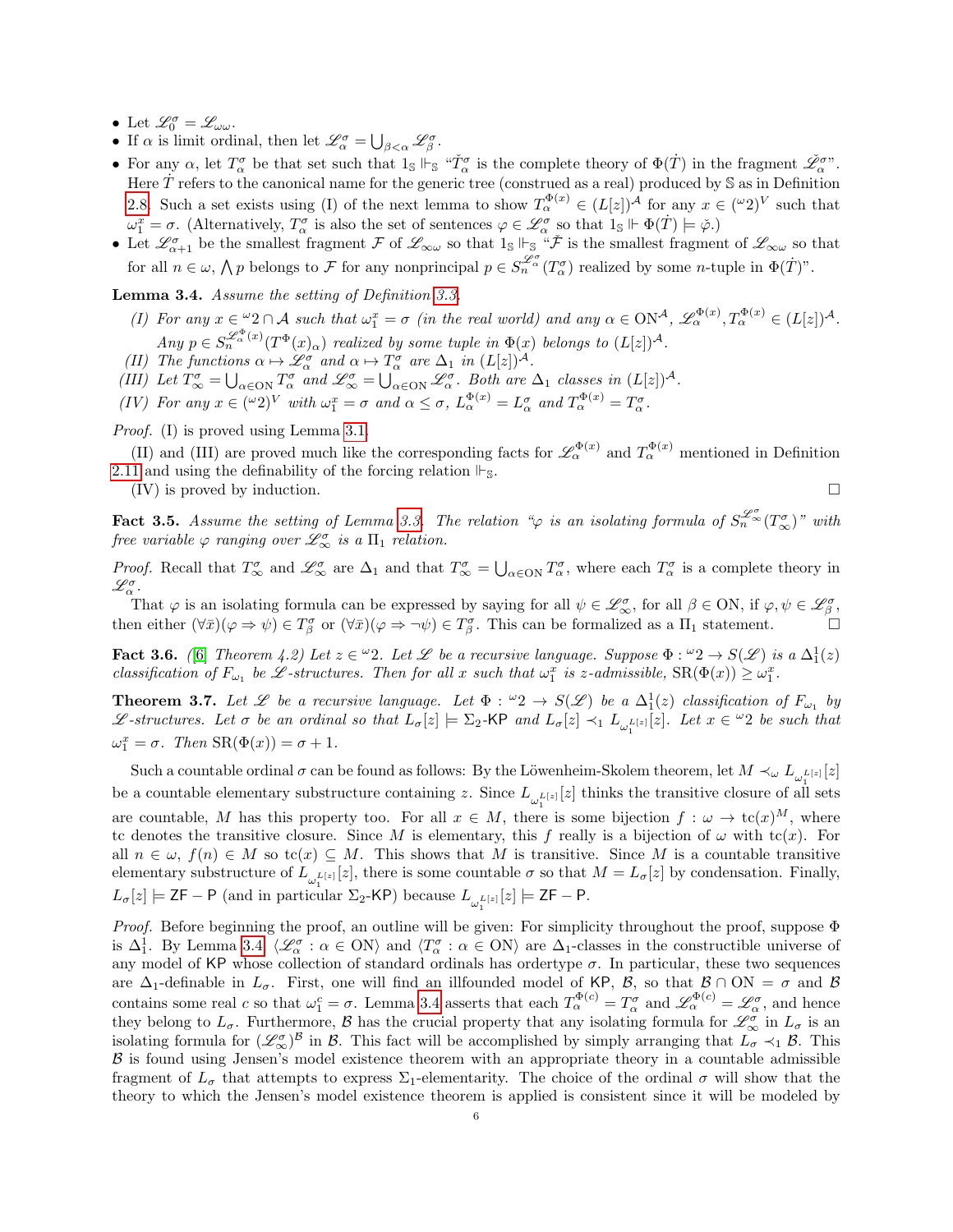- Let $\mathscr{L}^\sigma_0 = \mathscr{L}_{\omega\omega}$.
- If $\alpha$ is limit ordinal, then let $\mathscr{L}^\sigma_\alpha = \bigcup_{\beta<\alpha} \mathscr{L}^\sigma_\beta$.
- For any $\alpha$, let $T^\sigma_\alpha$ be that set such that $1_\mathbb{S} \Vdash_\mathbb{S}$ "$\check{T}^\sigma_\alpha$ is the complete theory of $\Phi(\dot{T})$ in the fragment $\check{\mathscr{L}}^\sigma_\alpha$". Here $\dot{T}$ refers to the canonical name for the generic tree (construed as a real) produced by $\mathbb{S}$ as in Definition 2.8. Such a set exists using (I) of the next lemma to show $T^{\Phi(x)}_\alpha \in (L[z])^\mathcal{A}$ for any $x \in ({}^\omega 2)^V$ such that $\omega_1^x = \sigma$. (Alternatively, $T^\sigma_\alpha$ is also the set of sentences $\varphi \in \mathscr{L}^\sigma_\alpha$ so that $1_\mathbb{S} \Vdash \Phi(\dot{T}) \models \check{\varphi}$.)
- Let $\mathscr{L}^\sigma_{\alpha+1}$ be the smallest fragment $\mathcal{F}$ of $\mathscr{L}_{\infty\omega}$ so that $1_\mathbb{S} \Vdash_\mathbb{S}$ "$\check{\mathcal{F}}$ is the smallest fragment of $\mathscr{L}_{\infty\omega}$ so that for all $n \in \omega$, $\bigwedge p$ belongs to $\mathcal{F}$ for any nonprincipal $p \in S^{\mathscr{L}^\sigma_\alpha}_n(T^\sigma_\alpha)$ realized by some $n$-tuple in $\Phi(\dot{T})$".

**Lemma 3.4.** *Assume the setting of Definition 3.3.*

*(I) For any $x \in {}^\omega 2 \cap \mathcal{A}$ such that $\omega_1^x = \sigma$ (in the real world) and any $\alpha \in \mathrm{ON}^\mathcal{A}$, $\mathscr{L}^{\Phi(x)}_\alpha, T^{\Phi(x)}_\alpha \in (L[z])^\mathcal{A}$. Any $p \in S^{\mathscr{L}^{\Phi(x)}_\alpha}_n(T^{\Phi}(x)_\alpha)$ realized by some tuple in $\Phi(x)$ belongs to $(L[z])^\mathcal{A}$.*

*(II) The functions $\alpha \mapsto \mathscr{L}^\sigma_\alpha$ and $\alpha \mapsto T^\sigma_\alpha$ are $\Delta_1$ in $(L[z])^\mathcal{A}$.*

*(III) Let $T^\sigma_\infty = \bigcup_{\alpha\in\mathrm{ON}} T^\sigma_\alpha$ and $\mathscr{L}^\sigma_\infty = \bigcup_{\alpha\in\mathrm{ON}} \mathscr{L}^\sigma_\alpha$. Both are $\Delta_1$ classes in $(L[z])^\mathcal{A}$.*

*(IV) For any $x \in ({}^\omega 2)^V$ with $\omega_1^x = \sigma$ and $\alpha \le \sigma$, $L^{\Phi(x)}_\alpha = L^\sigma_\alpha$ and $T^{\Phi(x)}_\alpha = T^\sigma_\alpha$.*

*Proof.* (I) is proved using Lemma 3.1.

(II) and (III) are proved much like the corresponding facts for $\mathscr{L}^{\Phi(x)}_\alpha$ and $T^{\Phi(x)}_\alpha$ mentioned in Definition 2.11 and using the definability of the forcing relation $\Vdash_\mathbb{S}$.

(IV) is proved by induction. □

**Fact 3.5.** *Assume the setting of Lemma 3.3. The relation "$\varphi$ is an isolating formula of $S^{\mathscr{L}^\sigma_\infty}_n(T^\sigma_\infty)$" with free variable $\varphi$ ranging over $\mathscr{L}^\sigma_\infty$ is a $\Pi_1$ relation.*

*Proof.* Recall that $T^\sigma_\infty$ and $\mathscr{L}^\sigma_\infty$ are $\Delta_1$ and that $T^\sigma_\infty = \bigcup_{\alpha\in\mathrm{ON}} T^\sigma_\alpha$, where each $T^\sigma_\alpha$ is a complete theory in $\mathscr{L}^\sigma_\alpha$.

That $\varphi$ is an isolating formula can be expressed by saying for all $\psi \in \mathscr{L}^\sigma_\infty$, for all $\beta \in \mathrm{ON}$, if $\varphi, \psi \in \mathscr{L}^\sigma_\beta$, then either $(\forall \bar{x})(\varphi \Rightarrow \psi) \in T^\sigma_\beta$ or $(\forall \bar{x})(\varphi \Rightarrow \neg\psi) \in T^\sigma_\beta$. This can be formalized as a $\Pi_1$ statement. □

**Fact 3.6.** *([6] Theorem 4.2) Let $z \in {}^\omega 2$. Let $\mathscr{L}$ be a recursive language. Suppose $\Phi : {}^\omega 2 \to S(\mathscr{L})$ is a $\Delta^1_1(z)$ classification of $F_{\omega_1}$ be $\mathscr{L}$-structures. Then for all $x$ such that $\omega_1^x$ is $z$-admissible, $\mathrm{SR}(\Phi(x)) \ge \omega_1^x$.*

**Theorem 3.7.** *Let $\mathscr{L}$ be a recursive language. Let $\Phi : {}^\omega 2 \to S(\mathscr{L})$ be a $\Delta^1_1(z)$ classification of $F_{\omega_1}$ by $\mathscr{L}$-structures. Let $\sigma$ be an ordinal so that $L_\sigma[z] \models \Sigma_2$-$\mathsf{KP}$ and $L_\sigma[z] \prec_1 L_{\omega_1^{L[z]}}[z]$. Let $x \in {}^\omega 2$ be such that $\omega_1^x = \sigma$. Then $\mathrm{SR}(\Phi(x)) = \sigma + 1$.*

Such a countable ordinal $\sigma$ can be found as follows: By the Löwenheim-Skolem theorem, let $M \prec_\omega L_{\omega_1^{L[z]}}[z]$ be a countable elementary substructure containing $z$. Since $L_{\omega_1^{L[z]}}[z]$ thinks the transitive closure of all sets are countable, $M$ has this property too. For all $x \in M$, there is some bijection $f : \omega \to \mathrm{tc}(x)^M$, where tc denotes the transitive closure. Since $M$ is elementary, this $f$ really is a bijection of $\omega$ with $\mathrm{tc}(x)$. For all $n \in \omega$, $f(n) \in M$ so $\mathrm{tc}(x) \subseteq M$. This shows that $M$ is transitive. Since $M$ is a countable transitive elementary substructure of $L_{\omega_1^{L[z]}}[z]$, there is some countable $\sigma$ so that $M = L_\sigma[z]$ by condensation. Finally, $L_\sigma[z] \models \mathsf{ZF} - \mathsf{P}$ (and in particular $\Sigma_2$-$\mathsf{KP}$) because $L_{\omega_1^{L[z]}}[z] \models \mathsf{ZF} - \mathsf{P}$.

*Proof.* Before beginning the proof, an outline will be given: For simplicity throughout the proof, suppose $\Phi$ is $\Delta^1_1$. By Lemma 3.4, $\langle \mathscr{L}^\sigma_\alpha : \alpha \in \mathrm{ON}\rangle$ and $\langle T^\sigma_\alpha : \alpha \in \mathrm{ON}\rangle$ are $\Delta_1$-classes in the constructible universe of any model of $\mathsf{KP}$ whose collection of standard ordinals has ordertype $\sigma$. In particular, these two sequences are $\Delta_1$-definable in $L_\sigma$. First, one will find an illfounded model of $\mathsf{KP}$, $\mathcal{B}$, so that $\mathcal{B} \cap \mathrm{ON} = \sigma$ and $\mathcal{B}$ contains some real $c$ so that $\omega_1^c = \sigma$. Lemma 3.4 asserts that each $T^{\Phi(c)}_\alpha = T^\sigma_\alpha$ and $\mathscr{L}^{\Phi(c)}_\alpha = \mathscr{L}^\sigma_\alpha$, and hence they belong to $L_\sigma$. Furthermore, $\mathcal{B}$ has the crucial property that any isolating formula for $\mathscr{L}^\sigma_\infty$ in $L_\sigma$ is an isolating formula for $(\mathscr{L}^\sigma_\infty)^\mathcal{B}$ in $\mathcal{B}$. This fact will be accomplished by simply arranging that $L_\sigma \prec_1 \mathcal{B}$. This $\mathcal{B}$ is found using Jensen's model existence theorem with an appropriate theory in a countable admissible fragment of $L_\sigma$ that attempts to express $\Sigma_1$-elementarity. The choice of the ordinal $\sigma$ will show that the theory to which the Jensen's model existence theorem is applied is consistent since it will be modeled by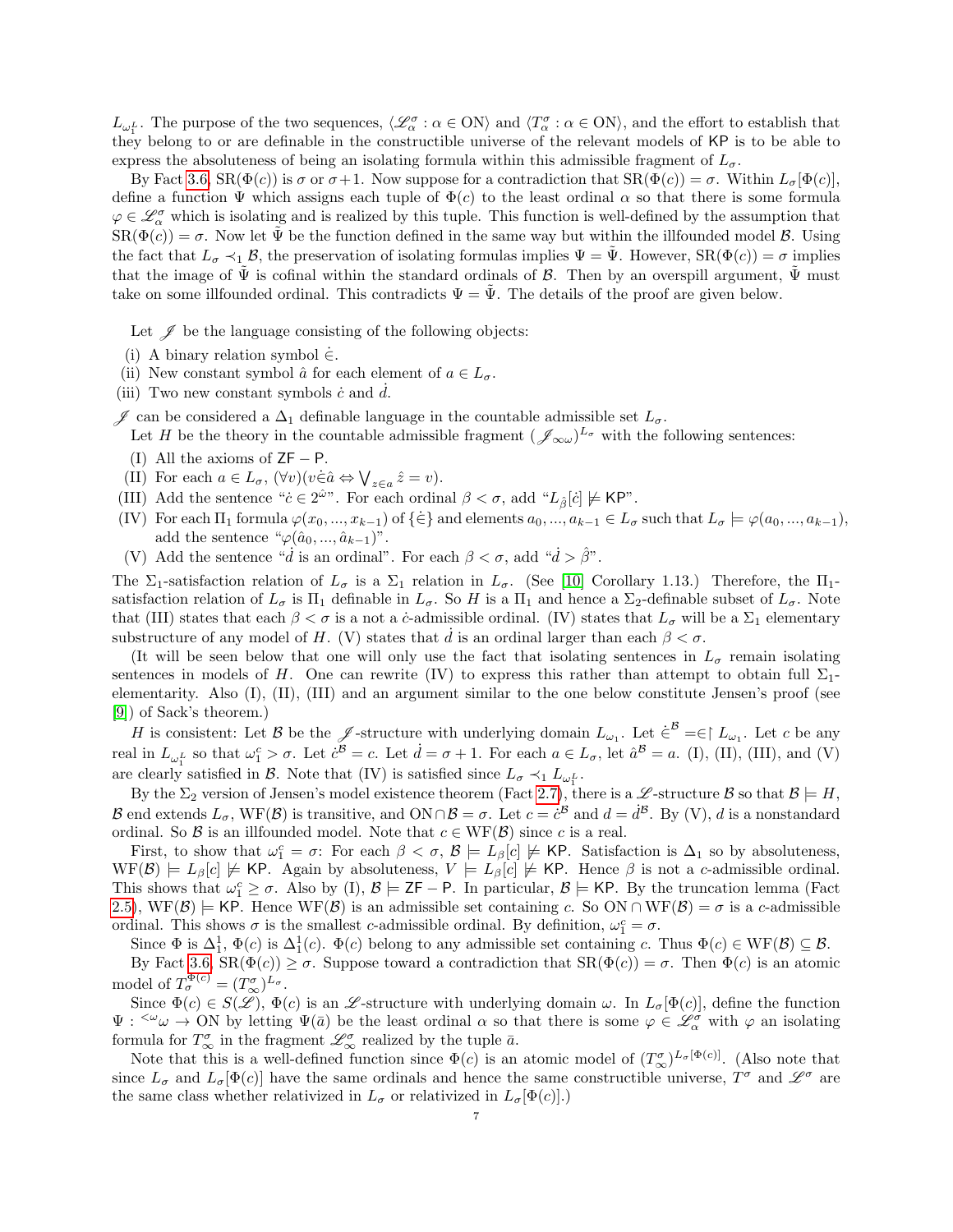$L_{\omega_1^L}$. The purpose of the two sequences, $\langle \mathscr{L}^\sigma_\alpha : \alpha \in \mathrm{ON}\rangle$ and $\langle T^\sigma_\alpha : \alpha \in \mathrm{ON}\rangle$, and the effort to establish that they belong to or are definable in the constructible universe of the relevant models of $\mathsf{KP}$ is to be able to express the absoluteness of being an isolating formula within this admissible fragment of $L_\sigma$.

By Fact 3.6, $\mathrm{SR}(\Phi(c))$ is $\sigma$ or $\sigma+1$. Now suppose for a contradiction that $\mathrm{SR}(\Phi(c)) = \sigma$. Within $L_\sigma[\Phi(c)]$, define a function $\Psi$ which assigns each tuple of $\Phi(c)$ to the least ordinal $\alpha$ so that there is some formula $\varphi \in \mathscr{L}^\sigma_\alpha$ which is isolating and is realized by this tuple. This function is well-defined by the assumption that $\mathrm{SR}(\Phi(c)) = \sigma$. Now let $\tilde{\Psi}$ be the function defined in the same way but within the illfounded model $\mathcal{B}$. Using the fact that $L_\sigma \prec_1 \mathcal{B}$, the preservation of isolating formulas implies $\Psi = \tilde{\Psi}$. However, $\mathrm{SR}(\Phi(c)) = \sigma$ implies that the image of $\tilde{\Psi}$ is cofinal within the standard ordinals of $\mathcal{B}$. Then by an overspill argument, $\tilde{\Psi}$ must take on some illfounded ordinal. This contradicts $\Psi = \tilde{\Psi}$. The details of the proof are given below.

Let $\mathscr{J}$ be the language consisting of the following objects:

(i) A binary relation symbol $\dot{\in}$.
(ii) New constant symbol $\hat{a}$ for each element of $a \in L_\sigma$.
(iii) Two new constant symbols $\dot{c}$ and $\dot{d}$.

$\mathscr{J}$ can be considered a $\Delta_1$ definable language in the countable admissible set $L_\sigma$.

Let $H$ be the theory in the countable admissible fragment $(\mathscr{J}_{\infty\omega})^{L_\sigma}$ with the following sentences:

(I) All the axioms of $\mathsf{ZF} - \mathsf{P}$.
(II) For each $a \in L_\sigma$, $(\forall v)(v \dot{\in} \hat{a} \Leftrightarrow \bigvee_{z \in a} \hat{z} = v)$.
(III) Add the sentence "$\dot{c} \in 2^{\hat{\omega}}$". For each ordinal $\beta < \sigma$, add "$L_{\hat{\beta}}[\dot{c}] \not\models \mathsf{KP}$".
(IV) For each $\Pi_1$ formula $\varphi(x_0, ..., x_{k-1})$ of $\{\dot{\in}\}$ and elements $a_0, ..., a_{k-1} \in L_\sigma$ such that $L_\sigma \models \varphi(a_0, ..., a_{k-1})$, add the sentence "$\varphi(\hat{a}_0, ..., \hat{a}_{k-1})$".
(V) Add the sentence "$\dot{d}$ is an ordinal". For each $\beta < \sigma$, add "$\dot{d} > \hat{\beta}$".

The $\Sigma_1$-satisfaction relation of $L_\sigma$ is a $\Sigma_1$ relation in $L_\sigma$. (See [10] Corollary 1.13.) Therefore, the $\Pi_1$-satisfaction relation of $L_\sigma$ is $\Pi_1$ definable in $L_\sigma$. So $H$ is a $\Pi_1$ and hence a $\Sigma_2$-definable subset of $L_\sigma$. Note that (III) states that each $\beta < \sigma$ is a not a $\dot{c}$-admissible ordinal. (IV) states that $L_\sigma$ will be a $\Sigma_1$ elementary substructure of any model of $H$. (V) states that $\dot{d}$ is an ordinal larger than each $\beta < \sigma$.

(It will be seen below that one will only use the fact that isolating sentences in $L_\sigma$ remain isolating sentences in models of $H$. One can rewrite (IV) to express this rather than attempt to obtain full $\Sigma_1$-elementarity. Also (I), (II), (III) and an argument similar to the one below constitute Jensen's proof (see [9]) of Sack's theorem.)

$H$ is consistent: Let $\mathcal{B}$ be the $\mathscr{J}$-structure with underlying domain $L_{\omega_1}$. Let $\dot{\in}^{\mathcal{B}} = \in \upharpoonright L_{\omega_1}$. Let $c$ be any real in $L_{\omega_1^L}$ so that $\omega_1^c > \sigma$. Let $\dot{c}^{\mathcal{B}} = c$. Let $\dot{d} = \sigma + 1$. For each $a \in L_\sigma$, let $\hat{a}^{\mathcal{B}} = a$. (I), (II), (III), and (V) are clearly satisfied in $\mathcal{B}$. Note that (IV) is satisfied since $L_\sigma \prec_1 L_{\omega_1^L}$.

By the $\Sigma_2$ version of Jensen's model existence theorem (Fact 2.7), there is a $\mathscr{L}$-structure $\mathcal{B}$ so that $\mathcal{B} \models H$, $\mathcal{B}$ end extends $L_\sigma$, $\mathrm{WF}(\mathcal{B})$ is transitive, and $\mathrm{ON} \cap \mathcal{B} = \sigma$. Let $c = \dot{c}^{\mathcal{B}}$ and $d = \dot{d}^{\mathcal{B}}$. By (V), $d$ is a nonstandard ordinal. So $\mathcal{B}$ is an illfounded model. Note that $c \in \mathrm{WF}(\mathcal{B})$ since $c$ is a real.

First, to show that $\omega_1^c = \sigma$: For each $\beta < \sigma$, $\mathcal{B} \models L_\beta[c] \not\models \mathsf{KP}$. Satisfaction is $\Delta_1$ so by absoluteness, $\mathrm{WF}(\mathcal{B}) \models L_\beta[c] \not\models \mathsf{KP}$. Again by absoluteness, $V \models L_\beta[c] \not\models \mathsf{KP}$. Hence $\beta$ is not a $c$-admissible ordinal. This shows that $\omega_1^c \geq \sigma$. Also by (I), $\mathcal{B} \models \mathsf{ZF} - \mathsf{P}$. In particular, $\mathcal{B} \models \mathsf{KP}$. By the truncation lemma (Fact 2.5), $\mathrm{WF}(\mathcal{B}) \models \mathsf{KP}$. Hence $\mathrm{WF}(\mathcal{B})$ is an admissible set containing $c$. So $\mathrm{ON} \cap \mathrm{WF}(\mathcal{B}) = \sigma$ is a $c$-admissible ordinal. This shows $\sigma$ is the smallest $c$-admissible ordinal. By definition, $\omega_1^c = \sigma$.

Since $\Phi$ is $\Delta^1_1$, $\Phi(c)$ is $\Delta^1_1(c)$. $\Phi(c)$ belong to any admissible set containing $c$. Thus $\Phi(c) \in \mathrm{WF}(\mathcal{B}) \subseteq \mathcal{B}$.

By Fact 3.6, $\mathrm{SR}(\Phi(c)) \geq \sigma$. Suppose toward a contradiction that $\mathrm{SR}(\Phi(c)) = \sigma$. Then $\Phi(c)$ is an atomic model of $T^{\Phi(c)}_\sigma = (T^\sigma_\infty)^{L_\sigma}$.

Since $\Phi(c) \in S(\mathscr{L})$, $\Phi(c)$ is an $\mathscr{L}$-structure with underlying domain $\omega$. In $L_\sigma[\Phi(c)]$, define the function $\Psi : {}^{<\omega}\omega \to \mathrm{ON}$ by letting $\Psi(\bar{a})$ be the least ordinal $\alpha$ so that there is some $\varphi \in \mathscr{L}^\sigma_\alpha$ with $\varphi$ an isolating formula for $T^\sigma_\infty$ in the fragment $\mathscr{L}^\sigma_\infty$ realized by the tuple $\bar{a}$.

Note that this is a well-defined function since $\Phi(c)$ is an atomic model of $(T^\sigma_\infty)^{L_\sigma[\Phi(c)]}$. (Also note that since $L_\sigma$ and $L_\sigma[\Phi(c)]$ have the same ordinals and hence the same constructible universe, $T^\sigma$ and $\mathscr{L}^\sigma$ are the same class whether relativized in $L_\sigma$ or relativized in $L_\sigma[\Phi(c)]$.)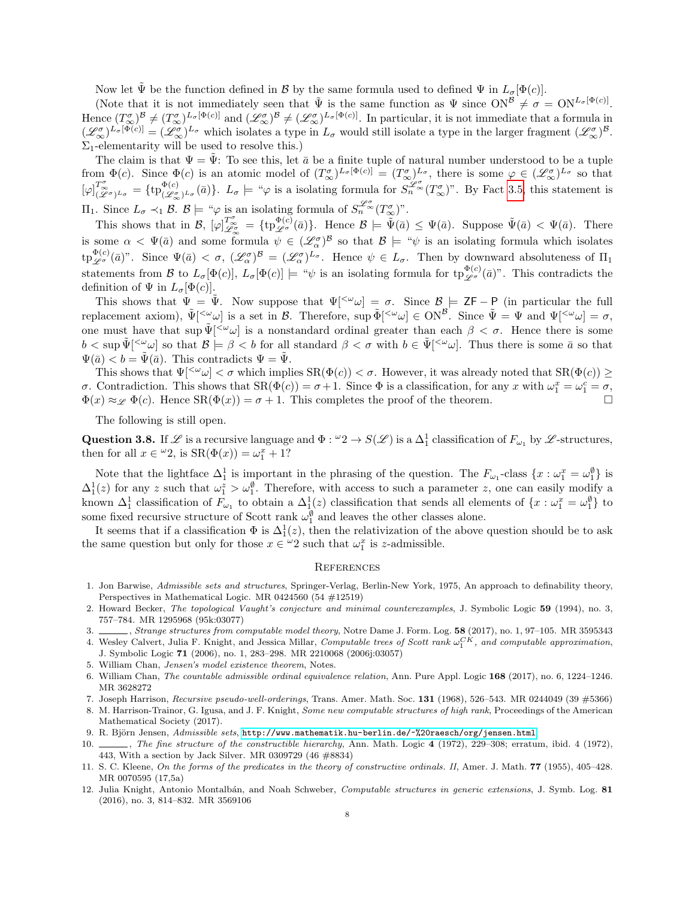Now let $\tilde{\Psi}$ be the function defined in $\mathcal{B}$ by the same formula used to defined $\Psi$ in $L_\sigma[\Phi(c)]$.

(Note that it is not immediately seen that $\tilde{\Psi}$ is the same function as $\Psi$ since $\mathrm{ON}^{\mathcal{B}} \neq \sigma = \mathrm{ON}^{L_\sigma[\Phi(c)]}$. Hence $(T^\sigma_\infty)^{\mathcal{B}} \neq (T^\sigma_\infty)^{L_\sigma[\Phi(c)]}$ and $(\mathscr{L}^\sigma_\infty)^{\mathcal{B}} \neq (\mathscr{L}^\sigma_\infty)^{L_\sigma[\Phi(c)]}$. In particular, it is not immediate that a formula in $(\mathscr{L}^\sigma_\infty)^{L_\sigma[\Phi(c)]} = (\mathscr{L}^\sigma_\infty)^{L_\sigma}$ which isolates a type in $L_\sigma$ would still isolate a type in the larger fragment $(\mathscr{L}^\sigma_\infty)^{\mathcal{B}}$. $\Sigma_1$-elementarity will be used to resolve this.)

The claim is that $\Psi = \tilde{\Psi}$: To see this, let $\bar{a}$ be a finite tuple of natural number understood to be a tuple from $\Phi(c)$. Since $\Phi(c)$ is an atomic model of $(T^\sigma_\infty)^{L_\sigma[\Phi(c)]} = (T^\sigma_\infty)^{L_\sigma}$, there is some $\varphi \in (\mathscr{L}^\sigma_\infty)^{L_\sigma}$ so that $[\varphi]^{T^\sigma_\infty}_{(\mathscr{L}^\sigma)^{L_\sigma}} = \{\mathrm{tp}^{\Phi(c)}_{(\mathscr{L}^\sigma_\infty)^{L_\sigma}}(\bar{a})\}$. $L_\sigma \models$ "$\varphi$ is a isolating formula for $S^{\mathscr{L}^\sigma_\infty}_n(T^\sigma_\infty)$". By Fact 3.5, this statement is $\Pi_1$. Since $L_\sigma \prec_1 \mathcal{B}$. $\mathcal{B} \models$ "$\varphi$ is an isolating formula of $S^{\mathscr{L}^\sigma_\infty}_n(T^\sigma_\infty)$".

This shows that in $\mathcal{B}$, $[\varphi]^{T^\sigma_\infty}_{\mathscr{L}^\sigma_\infty} = \{\mathrm{tp}^{\Phi(c)}_{\mathscr{L}^\sigma}(\bar{a})\}$. Hence $\mathcal{B} \models \tilde{\Psi}(\bar{a}) \leq \Psi(\bar{a})$. Suppose $\tilde{\Psi}(\bar{a}) < \Psi(\bar{a})$. There is some $\alpha < \Psi(\bar{a})$ and some formula $\psi \in (\mathscr{L}^\sigma_\alpha)^{\mathcal{B}}$ so that $\mathcal{B} \models$ "$\psi$ is an isolating formula which isolates $\mathrm{tp}^{\Phi(c)}_{\mathscr{L}^\sigma}(\bar{a})$". Since $\Psi(\bar{a}) < \sigma$, $(\mathscr{L}^\sigma_\alpha)^{\mathcal{B}} = (\mathscr{L}^\sigma_\alpha)^{L_\sigma}$. Hence $\psi \in L_\sigma$. Then by downward absoluteness of $\Pi_1$ statements from $\mathcal{B}$ to $L_\sigma[\Phi(c)]$, $L_\sigma[\Phi(c)] \models$ "$\psi$ is an isolating formula for $\mathrm{tp}^{\Phi(c)}_{\mathscr{L}^\sigma}(\bar{a})$". This contradicts the definition of $\Psi$ in $L_\sigma[\Phi(c)]$.

This shows that $\Psi = \tilde{\Psi}$. Now suppose that $\Psi[{}^{<\omega}\omega] = \sigma$. Since $\mathcal{B} \models \mathsf{ZF} - \mathsf{P}$ (in particular the full replacement axiom), $\tilde{\Psi}[{}^{<\omega}\omega]$ is a set in $\mathcal{B}$. Therefore, $\sup \tilde{\Phi}[{}^{<\omega}\omega] \in \mathrm{ON}^{\mathcal{B}}$. Since $\tilde{\Psi} = \Psi$ and $\Psi[{}^{<\omega}\omega] = \sigma$, one must have that $\sup \tilde{\Psi}[{}^{<\omega}\omega]$ is a nonstandard ordinal greater than each $\beta < \sigma$. Hence there is some $b < \sup \tilde{\Psi}[{}^{<\omega}\omega]$ so that $\mathcal{B} \models \beta < b$ for all standard $\beta < \sigma$ with $b \in \tilde{\Psi}[{}^{<\omega}\omega]$. Thus there is some $\bar{a}$ so that $\Psi(\bar{a}) < b = \tilde{\Psi}(\bar{a})$. This contradicts $\Psi = \tilde{\Psi}$.

This shows that $\Psi[{}^{<\omega}\omega] < \sigma$ which implies $\mathrm{SR}(\Phi(c)) < \sigma$. However, it was already noted that $\mathrm{SR}(\Phi(c)) \geq \sigma$. Contradiction. This shows that $\mathrm{SR}(\Phi(c)) = \sigma + 1$. Since $\Phi$ is a classification, for any $x$ with $\omega_1^x = \omega_1^c = \sigma$, $\Phi(x) \approx_{\mathscr{L}} \Phi(c)$. Hence $\mathrm{SR}(\Phi(x)) = \sigma + 1$. This completes the proof of the theorem. □

The following is still open.

**Question 3.8.** If $\mathscr{L}$ is a recursive language and $\Phi : {}^\omega 2 \to S(\mathscr{L})$ is a $\Delta^1_1$ classification of $F_{\omega_1}$ by $\mathscr{L}$-structures, then for all $x \in {}^\omega 2$, is $\mathrm{SR}(\Phi(x)) = \omega_1^x + 1$?

Note that the lightface $\Delta^1_1$ is important in the phrasing of the question. The $F_{\omega_1}$-class $\{x : \omega_1^x = \omega_1^\emptyset\}$ is $\Delta^1_1(z)$ for any $z$ such that $\omega_1^z > \omega_1^\emptyset$. Therefore, with access to such a parameter $z$, one can easily modify a known $\Delta^1_1$ classification of $F_{\omega_1}$ to obtain a $\Delta^1_1(z)$ classification that sends all elements of $\{x : \omega_1^x = \omega_1^\emptyset\}$ to some fixed recursive structure of Scott rank $\omega_1^\emptyset$ and leaves the other classes alone.

It seems that if a classification $\Phi$ is $\Delta^1_1(z)$, then the relativization of the above question should be to ask the same question but only for those $x \in {}^\omega 2$ such that $\omega_1^x$ is $z$-admissible.

## References

1. Jon Barwise, *Admissible sets and structures*, Springer-Verlag, Berlin-New York, 1975, An approach to definability theory, Perspectives in Mathematical Logic. MR 0424560 (54 #12519)
2. Howard Becker, *The topological Vaught's conjecture and minimal counterexamples*, J. Symbolic Logic **59** (1994), no. 3, 757–784. MR 1295968 (95k:03077)
3. ______, *Strange structures from computable model theory*, Notre Dame J. Form. Log. **58** (2017), no. 1, 97–105. MR 3595343
4. Wesley Calvert, Julia F. Knight, and Jessica Millar, *Computable trees of Scott rank $\omega_1^{CK}$, and computable approximation*, J. Symbolic Logic **71** (2006), no. 1, 283–298. MR 2210068 (2006j:03057)
5. William Chan, *Jensen's model existence theorem*, Notes.
6. William Chan, *The countable admissible ordinal equivalence relation*, Ann. Pure Appl. Logic **168** (2017), no. 6, 1224–1246. MR 3628272
7. Joseph Harrison, *Recursive pseudo-well-orderings*, Trans. Amer. Math. Soc. **131** (1968), 526–543. MR 0244049 (39 #5366)
8. M. Harrison-Trainor, G. Igusa, and J. F. Knight, *Some new computable structures of high rank*, Proceedings of the American Mathematical Society (2017).
9. R. Björn Jensen, *Admissible sets*, http://www.mathematik.hu-berlin.de/~%20raesch/org/jensen.html.
10. ______, *The fine structure of the constructible hierarchy*, Ann. Math. Logic **4** (1972), 229–308; erratum, ibid. 4 (1972), 443, With a section by Jack Silver. MR 0309729 (46 #8834)
11. S. C. Kleene, *On the forms of the predicates in the theory of constructive ordinals. II*, Amer. J. Math. **77** (1955), 405–428. MR 0070595 (17,5a)
12. Julia Knight, Antonio Montalbán, and Noah Schweber, *Computable structures in generic extensions*, J. Symb. Log. **81** (2016), no. 3, 814–832. MR 3569106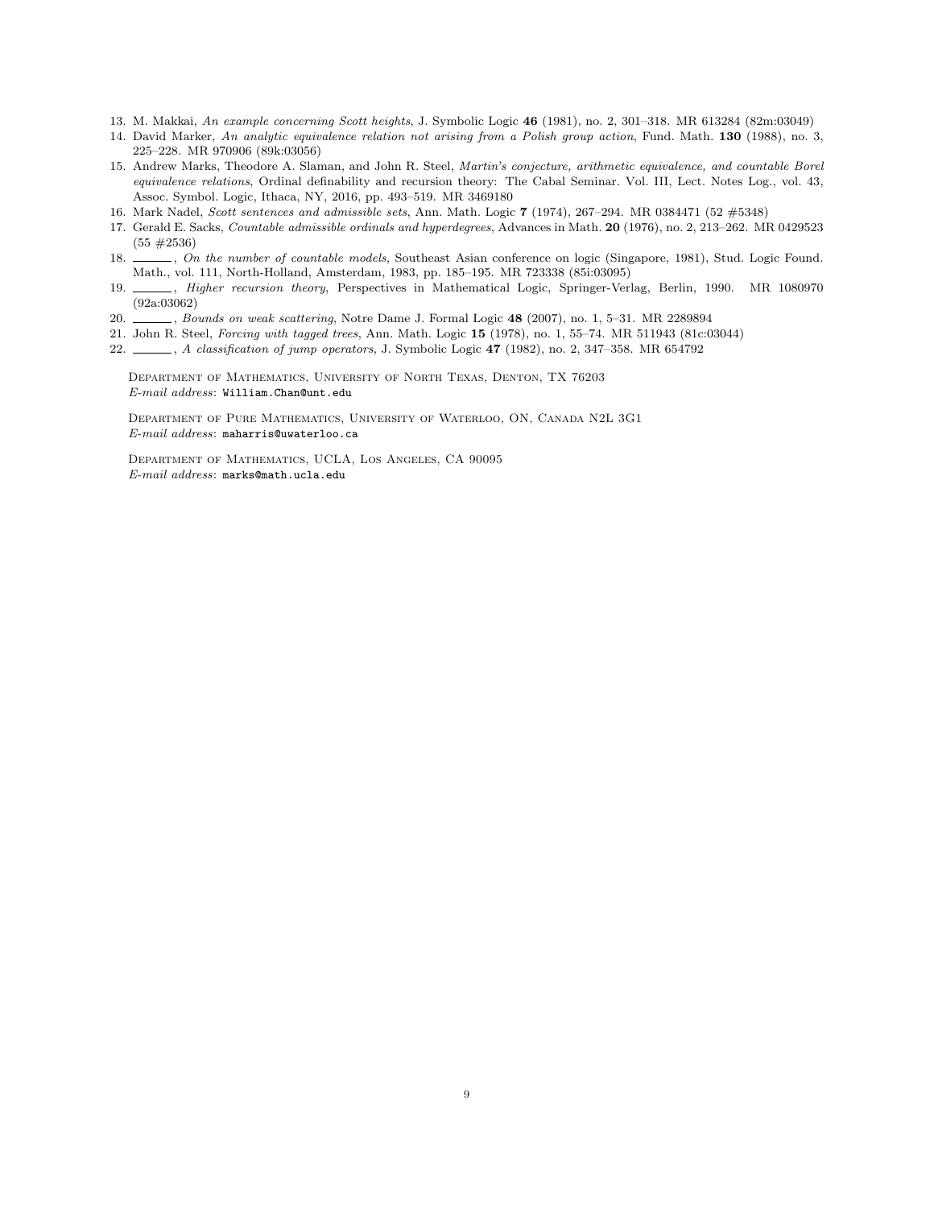13. M. Makkai, *An example concerning Scott heights*, J. Symbolic Logic **46** (1981), no. 2, 301–318. MR 613284 (82m:03049)
14. David Marker, *An analytic equivalence relation not arising from a Polish group action*, Fund. Math. **130** (1988), no. 3, 225–228. MR 970906 (89k:03056)
15. Andrew Marks, Theodore A. Slaman, and John R. Steel, *Martin's conjecture, arithmetic equivalence, and countable Borel equivalence relations*, Ordinal definability and recursion theory: The Cabal Seminar. Vol. III, Lect. Notes Log., vol. 43, Assoc. Symbol. Logic, Ithaca, NY, 2016, pp. 493–519. MR 3469180
16. Mark Nadel, *Scott sentences and admissible sets*, Ann. Math. Logic **7** (1974), 267–294. MR 0384471 (52 #5348)
17. Gerald E. Sacks, *Countable admissible ordinals and hyperdegrees*, Advances in Math. **20** (1976), no. 2, 213–262. MR 0429523 (55 #2536)
18. ______, *On the number of countable models*, Southeast Asian conference on logic (Singapore, 1981), Stud. Logic Found. Math., vol. 111, North-Holland, Amsterdam, 1983, pp. 185–195. MR 723338 (85i:03095)
19. ______, *Higher recursion theory*, Perspectives in Mathematical Logic, Springer-Verlag, Berlin, 1990. MR 1080970 (92a:03062)
20. ______, *Bounds on weak scattering*, Notre Dame J. Formal Logic **48** (2007), no. 1, 5–31. MR 2289894
21. John R. Steel, *Forcing with tagged trees*, Ann. Math. Logic **15** (1978), no. 1, 55–74. MR 511943 (81c:03044)
22. ______, *A classification of jump operators*, J. Symbolic Logic **47** (1982), no. 2, 347–358. MR 654792

Department of Mathematics, University of North Texas, Denton, TX 76203
*E-mail address*: `William.Chan@unt.edu`

Department of Pure Mathematics, University of Waterloo, ON, Canada N2L 3G1
*E-mail address*: `maharris@uwaterloo.ca`

Department of Mathematics, UCLA, Los Angeles, CA 90095
*E-mail address*: `marks@math.ucla.edu`